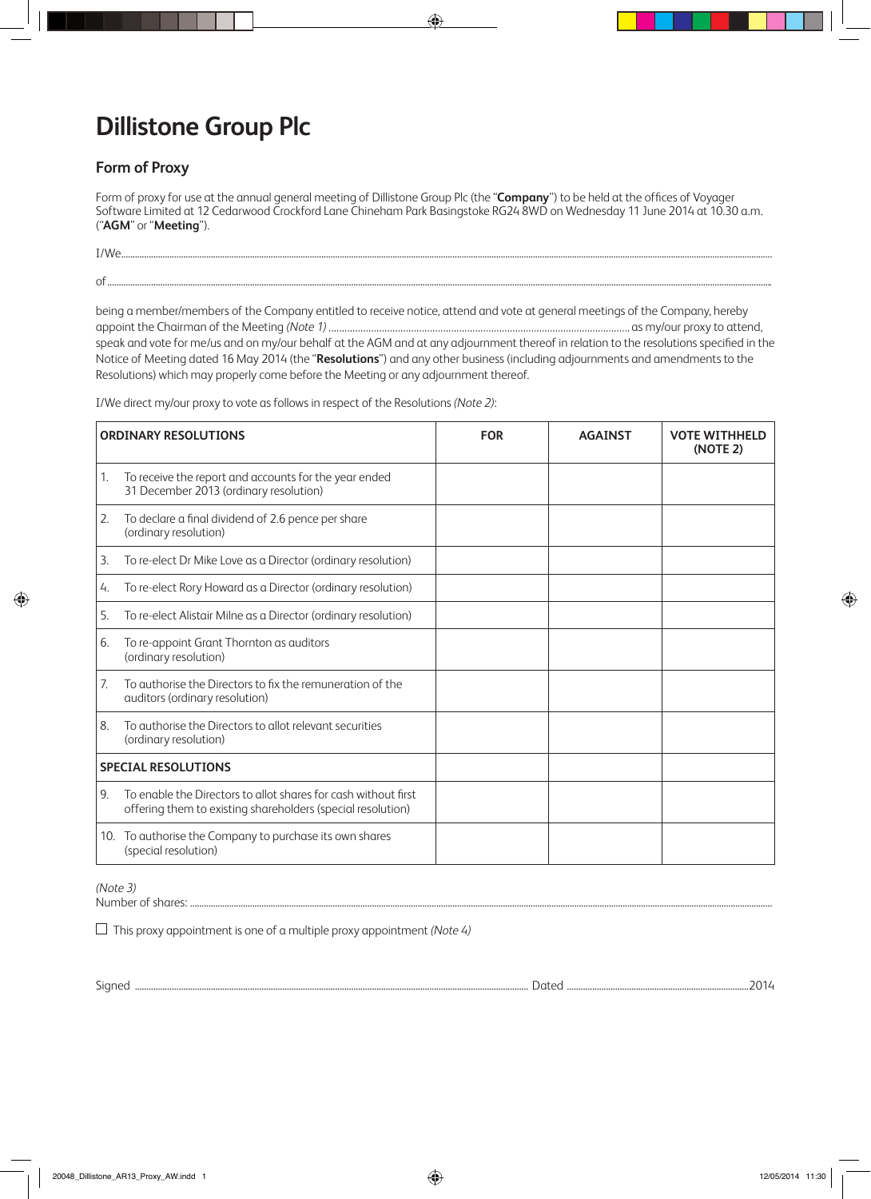# Dillistone Group Plc

## Form of Proxy

Form of proxy for use at the annual general meeting of Dillistone Group Plc (the "**Company**") to be held at the offices of Voyager Software Limited at 12 Cedarwood Crockford Lane Chineham Park Basingstoke RG24 8WD on Wednesday 11 June 2014 at 10.30 a.m. ("**AGM**" or "**Meeting**").

I/We..........................................................................................................................................................................................................

of ..............................................................................................................................................................................................................

being a member/members of the Company entitled to receive notice, attend and vote at general meetings of the Company, hereby appoint the Chairman of the Meeting *(Note 1)* ....................................................................................................... as my/our proxy to attend, speak and vote for me/us and on my/our behalf at the AGM and at any adjournment thereof in relation to the resolutions specified in the Notice of Meeting dated 16 May 2014 (the "**Resolutions**") and any other business (including adjournments and amendments to the Resolutions) which may properly come before the Meeting or any adjournment thereof.

I/We direct my/our proxy to vote as follows in respect of the Resolutions *(Note 2)*:

| ORDINARY RESOLUTIONS | FOR | AGAINST | VOTE WITHHELD (NOTE 2) |
|---|---|---|---|
| 1. To receive the report and accounts for the year ended 31 December 2013 (ordinary resolution) | | | |
| 2. To declare a final dividend of 2.6 pence per share (ordinary resolution) | | | |
| 3. To re-elect Dr Mike Love as a Director (ordinary resolution) | | | |
| 4. To re-elect Rory Howard as a Director (ordinary resolution) | | | |
| 5. To re-elect Alistair Milne as a Director (ordinary resolution) | | | |
| 6. To re-appoint Grant Thornton as auditors (ordinary resolution) | | | |
| 7. To authorise the Directors to fix the remuneration of the auditors (ordinary resolution) | | | |
| 8. To authorise the Directors to allot relevant securities (ordinary resolution) | | | |
| **SPECIAL RESOLUTIONS** | | | |
| 9. To enable the Directors to allot shares for cash without first offering them to existing shareholders (special resolution) | | | |
| 10. To authorise the Company to purchase its own shares (special resolution) | | | |

*(Note 3)*
Number of shares: .........................................................................................................................................................................

☐ This proxy appointment is one of a multiple proxy appointment *(Note 4)*

Signed ............................................................................................................ Dated ..............................................................2014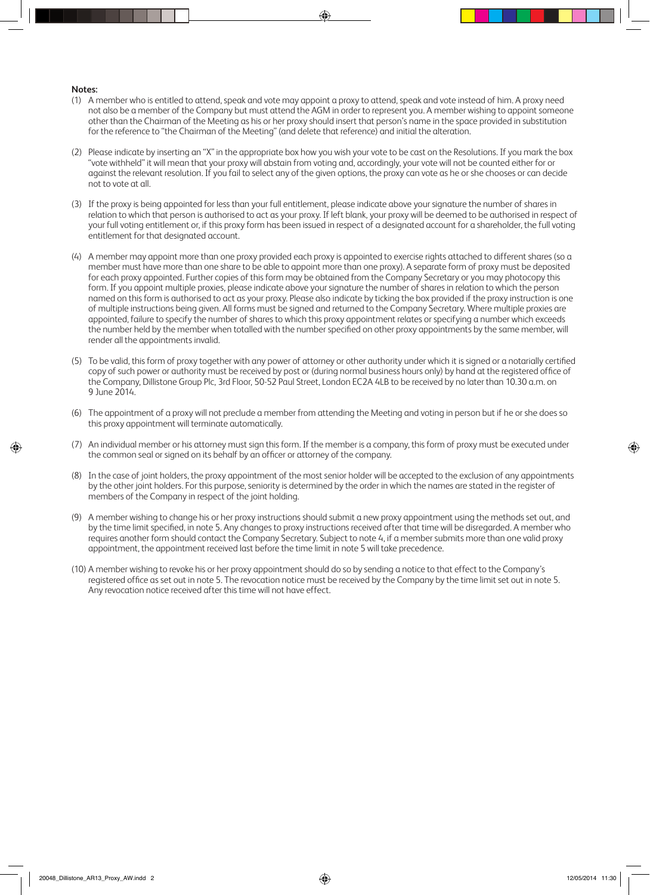**Notes:**

(1) A member who is entitled to attend, speak and vote may appoint a proxy to attend, speak and vote instead of him. A proxy need not also be a member of the Company but must attend the AGM in order to represent you. A member wishing to appoint someone other than the Chairman of the Meeting as his or her proxy should insert that person's name in the space provided in substitution for the reference to "the Chairman of the Meeting" (and delete that reference) and initial the alteration.

(2) Please indicate by inserting an "X" in the appropriate box how you wish your vote to be cast on the Resolutions. If you mark the box "vote withheld" it will mean that your proxy will abstain from voting and, accordingly, your vote will not be counted either for or against the relevant resolution. If you fail to select any of the given options, the proxy can vote as he or she chooses or can decide not to vote at all.

(3) If the proxy is being appointed for less than your full entitlement, please indicate above your signature the number of shares in relation to which that person is authorised to act as your proxy. If left blank, your proxy will be deemed to be authorised in respect of your full voting entitlement or, if this proxy form has been issued in respect of a designated account for a shareholder, the full voting entitlement for that designated account.

(4) A member may appoint more than one proxy provided each proxy is appointed to exercise rights attached to different shares (so a member must have more than one share to be able to appoint more than one proxy). A separate form of proxy must be deposited for each proxy appointed. Further copies of this form may be obtained from the Company Secretary or you may photocopy this form. If you appoint multiple proxies, please indicate above your signature the number of shares in relation to which the person named on this form is authorised to act as your proxy. Please also indicate by ticking the box provided if the proxy instruction is one of multiple instructions being given. All forms must be signed and returned to the Company Secretary. Where multiple proxies are appointed, failure to specify the number of shares to which this proxy appointment relates or specifying a number which exceeds the number held by the member when totalled with the number specified on other proxy appointments by the same member, will render all the appointments invalid.

(5) To be valid, this form of proxy together with any power of attorney or other authority under which it is signed or a notarially certified copy of such power or authority must be received by post or (during normal business hours only) by hand at the registered office of the Company, Dillistone Group Plc, 3rd Floor, 50-52 Paul Street, London EC2A 4LB to be received by no later than 10.30 a.m. on 9 June 2014.

(6) The appointment of a proxy will not preclude a member from attending the Meeting and voting in person but if he or she does so this proxy appointment will terminate automatically.

(7) An individual member or his attorney must sign this form. If the member is a company, this form of proxy must be executed under the common seal or signed on its behalf by an officer or attorney of the company.

(8) In the case of joint holders, the proxy appointment of the most senior holder will be accepted to the exclusion of any appointments by the other joint holders. For this purpose, seniority is determined by the order in which the names are stated in the register of members of the Company in respect of the joint holding.

(9) A member wishing to change his or her proxy instructions should submit a new proxy appointment using the methods set out, and by the time limit specified, in note 5. Any changes to proxy instructions received after that time will be disregarded. A member who requires another form should contact the Company Secretary. Subject to note 4, if a member submits more than one valid proxy appointment, the appointment received last before the time limit in note 5 will take precedence.

(10) A member wishing to revoke his or her proxy appointment should do so by sending a notice to that effect to the Company's registered office as set out in note 5. The revocation notice must be received by the Company by the time limit set out in note 5. Any revocation notice received after this time will not have effect.